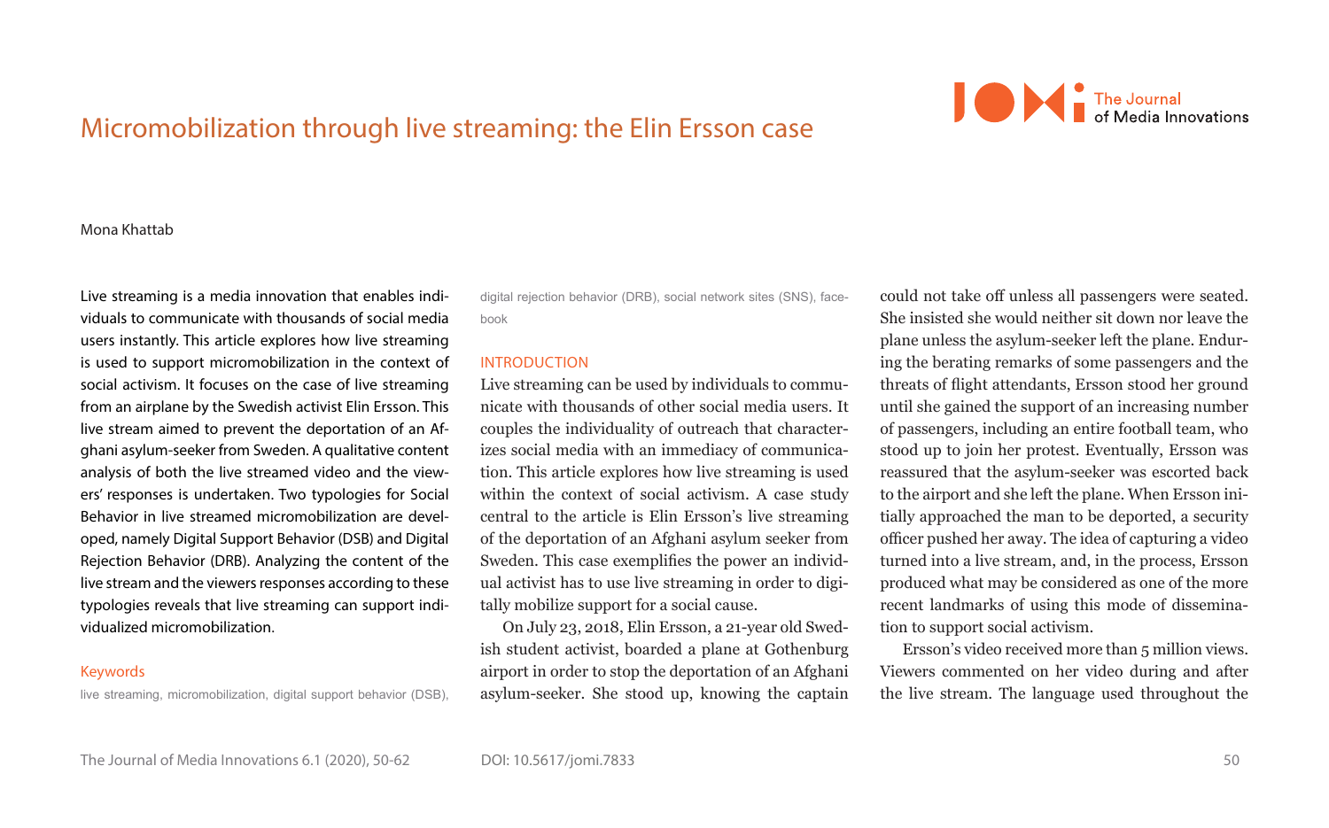# Micromobilization through live streaming: the Elin Ersson case

Mona Khattab

Live streaming is a media innovation that enables individuals to communicate with thousands of social media users instantly. This article explores how live streaming is used to support micromobilization in the context of social activism. It focuses on the case of live streaming from an airplane by the Swedish activist Elin Ersson. This live stream aimed to prevent the deportation of an Afghani asylum-seeker from Sweden. A qualitative content analysis of both the live streamed video and the viewers' responses is undertaken. Two typologies for Social Behavior in live streamed micromobilization are developed, namely Digital Support Behavior (DSB) and Digital Rejection Behavior (DRB). Analyzing the content of the live stream and the viewers responses according to these typologies reveals that live streaming can support individualized micromobilization.

**Keywords**

live streaming, micromobilization, digital support behavior (DSB), digital rejection behavior (DRB), social network sites (SNS), facebook

## INTRODUCTION

Live streaming can be used by individuals to communicate with thousands of other social media users. It couples the individuality of outreach that characterizes social media with an immediacy of communication. This article explores how live streaming is used within the context of social activism. A case study central to the article is Elin Ersson's live streaming of the deportation of an Afghani asylum seeker from Sweden. This case exemplifies the power an individual activist has to use live streaming in order to digitally mobilize support for a social cause.

On July 23, 2018, Elin Ersson, a 21-year old Swedish student activist, boarded a plane at Gothenburg airport in order to stop the deportation of an Afghani asylum-seeker. She stood up, knowing the captain could not take off unless all passengers were seated. She insisted she would neither sit down nor leave the plane unless the asylum-seeker left the plane. Enduring the berating remarks of some passengers and the threats of flight attendants, Ersson stood her ground until she gained the support of an increasing number of passengers, including an entire football team, who stood up to join her protest. Eventually, Ersson was reassured that the asylum-seeker was escorted back to the airport and she left the plane. When Ersson initially approached the man to be deported, a security officer pushed her away. The idea of capturing a video turned into a live stream, and, in the process, Ersson produced what may be considered as one of the more recent landmarks of using this mode of dissemination to support social activism.

Ersson's video received more than 5 million views. Viewers commented on her video during and after the live stream. The language used throughout the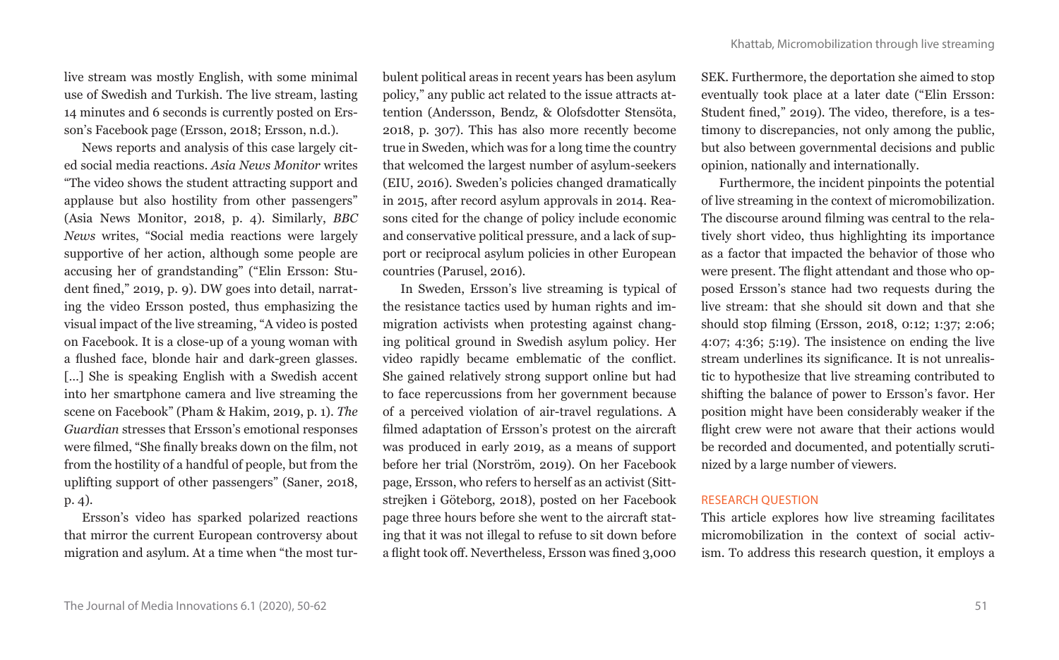live stream was mostly English, with some minimal use of Swedish and Turkish. The live stream, lasting 14 minutes and 6 seconds is currently posted on Ersson's Facebook page (Ersson, 2018; Ersson, n.d.).

News reports and analysis of this case largely cited social media reactions. *Asia News Monitor* writes "The video shows the student attracting support and applause but also hostility from other passengers" (Asia News Monitor, 2018, p. 4). Similarly, *BBC News* writes, "Social media reactions were largely supportive of her action, although some people are accusing her of grandstanding" ("Elin Ersson: Student fined," 2019, p. 9). DW goes into detail, narrating the video Ersson posted, thus emphasizing the visual impact of the live streaming, "A video is posted on Facebook. It is a close-up of a young woman with a flushed face, blonde hair and dark-green glasses. [...] She is speaking English with a Swedish accent into her smartphone camera and live streaming the scene on Facebook" (Pham & Hakim, 2019, p. 1). *The Guardian* stresses that Ersson's emotional responses were filmed, "She finally breaks down on the film, not from the hostility of a handful of people, but from the uplifting support of other passengers" (Saner, 2018, p. 4).

Ersson's video has sparked polarized reactions that mirror the current European controversy about migration and asylum. At a time when "the most turbulent political areas in recent years has been asylum policy," any public act related to the issue attracts attention (Andersson, Bendz, & Olofsdotter Stensöta, 2018, p. 307). This has also more recently become true in Sweden, which was for a long time the country that welcomed the largest number of asylum-seekers (EIU, 2016). Sweden's policies changed dramatically in 2015, after record asylum approvals in 2014. Reasons cited for the change of policy include economic and conservative political pressure, and a lack of support or reciprocal asylum policies in other European countries (Parusel, 2016).

In Sweden, Ersson's live streaming is typical of the resistance tactics used by human rights and immigration activists when protesting against changing political ground in Swedish asylum policy. Her video rapidly became emblematic of the conflict. She gained relatively strong support online but had to face repercussions from her government because of a perceived violation of air-travel regulations. A filmed adaptation of Ersson's protest on the aircraft was produced in early 2019, as a means of support before her trial (Norström, 2019). On her Facebook page, Ersson, who refers to herself as an activist (Sittstrejken i Göteborg, 2018), posted on her Facebook page three hours before she went to the aircraft stating that it was not illegal to refuse to sit down before a flight took off. Nevertheless, Ersson was fined 3,000 SEK. Furthermore, the deportation she aimed to stop eventually took place at a later date ("Elin Ersson: Student fined," 2019). The video, therefore, is a testimony to discrepancies, not only among the public, but also between governmental decisions and public opinion, nationally and internationally.

Furthermore, the incident pinpoints the potential of live streaming in the context of micromobilization. The discourse around filming was central to the relatively short video, thus highlighting its importance as a factor that impacted the behavior of those who were present. The flight attendant and those who opposed Ersson's stance had two requests during the live stream: that she should sit down and that she should stop filming (Ersson, 2018, 0:12; 1:37; 2:06; 4:07; 4:36; 5:19). The insistence on ending the live stream underlines its significance. It is not unrealistic to hypothesize that live streaming contributed to shifting the balance of power to Ersson's favor. Her position might have been considerably weaker if the flight crew were not aware that their actions would be recorded and documented, and potentially scrutinized by a large number of viewers.

## RESEARCH QUESTION

This article explores how live streaming facilitates micromobilization in the context of social activism. To address this research question, it employs a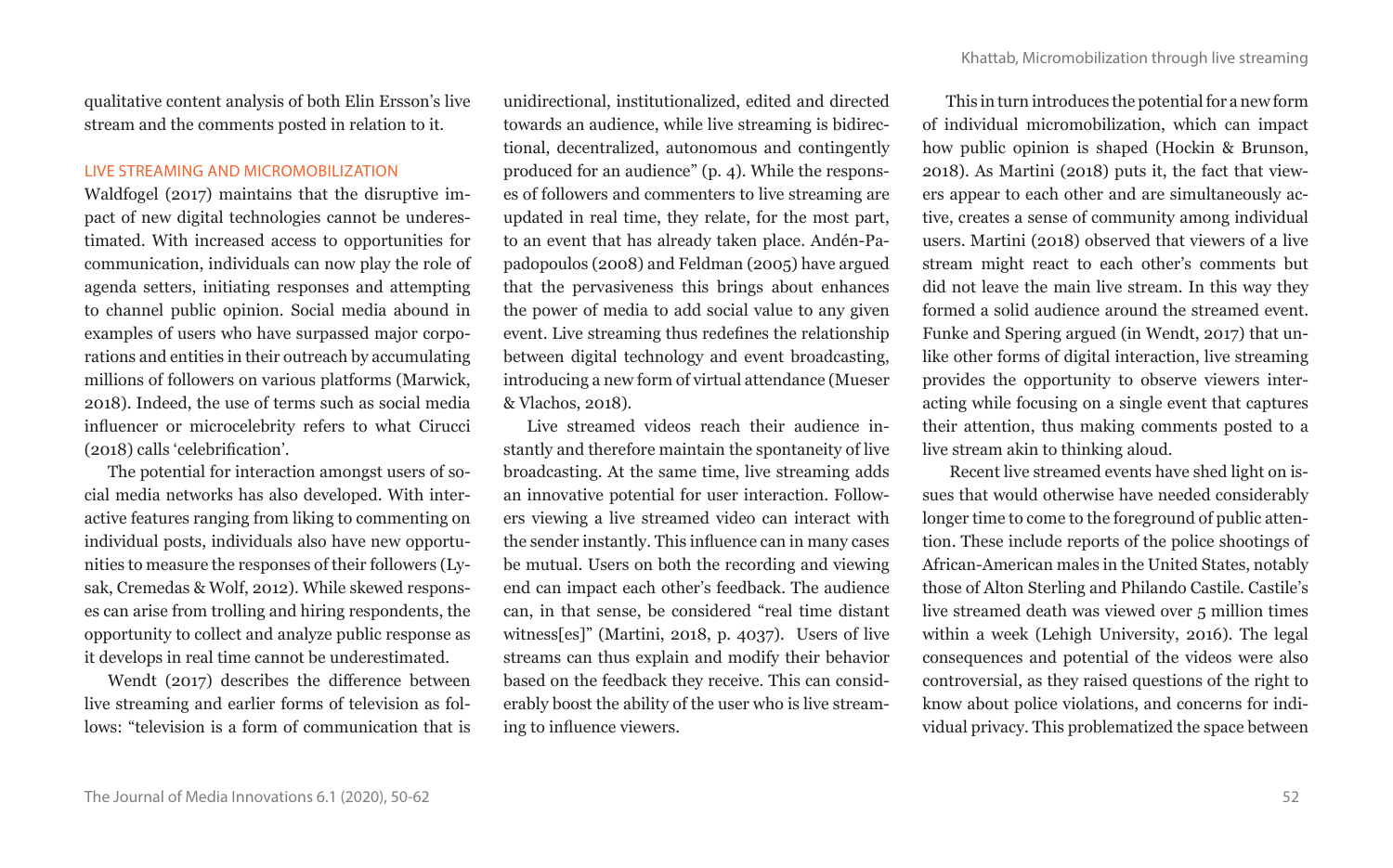qualitative content analysis of both Elin Ersson's live stream and the comments posted in relation to it.

## LIVE STREAMING AND MICROMOBILIZATION

Waldfogel (2017) maintains that the disruptive impact of new digital technologies cannot be underestimated. With increased access to opportunities for communication, individuals can now play the role of agenda setters, initiating responses and attempting to channel public opinion. Social media abound in examples of users who have surpassed major corporations and entities in their outreach by accumulating millions of followers on various platforms (Marwick, 2018). Indeed, the use of terms such as social media influencer or microcelebrity refers to what Cirucci (2018) calls 'celebrification'.

The potential for interaction amongst users of social media networks has also developed. With interactive features ranging from liking to commenting on individual posts, individuals also have new opportunities to measure the responses of their followers (Lysak, Cremedas & Wolf, 2012). While skewed responses can arise from trolling and hiring respondents, the opportunity to collect and analyze public response as it develops in real time cannot be underestimated.

Wendt (2017) describes the difference between live streaming and earlier forms of television as follows: "television is a form of communication that is unidirectional, institutionalized, edited and directed towards an audience, while live streaming is bidirectional, decentralized, autonomous and contingently produced for an audience" (p. 4). While the responses of followers and commenters to live streaming are updated in real time, they relate, for the most part, to an event that has already taken place. Andén-Papadopoulos (2008) and Feldman (2005) have argued that the pervasiveness this brings about enhances the power of media to add social value to any given event. Live streaming thus redefines the relationship between digital technology and event broadcasting, introducing a new form of virtual attendance (Mueser & Vlachos, 2018).

Live streamed videos reach their audience instantly and therefore maintain the spontaneity of live broadcasting. At the same time, live streaming adds an innovative potential for user interaction. Followers viewing a live streamed video can interact with the sender instantly. This influence can in many cases be mutual. Users on both the recording and viewing end can impact each other's feedback. The audience can, in that sense, be considered "real time distant witness[es]" (Martini, 2018, p. 4037). Users of live streams can thus explain and modify their behavior based on the feedback they receive. This can considerably boost the ability of the user who is live streaming to influence viewers.

This in turn introduces the potential for a new form of individual micromobilization, which can impact how public opinion is shaped (Hockin & Brunson, 2018). As Martini (2018) puts it, the fact that viewers appear to each other and are simultaneously active, creates a sense of community among individual users. Martini (2018) observed that viewers of a live stream might react to each other's comments but did not leave the main live stream. In this way they formed a solid audience around the streamed event. Funke and Spering argued (in Wendt, 2017) that unlike other forms of digital interaction, live streaming provides the opportunity to observe viewers interacting while focusing on a single event that captures their attention, thus making comments posted to a live stream akin to thinking aloud.

Recent live streamed events have shed light on issues that would otherwise have needed considerably longer time to come to the foreground of public attention. These include reports of the police shootings of African-American males in the United States, notably those of Alton Sterling and Philando Castile. Castile's live streamed death was viewed over 5 million times within a week (Lehigh University, 2016). The legal consequences and potential of the videos were also controversial, as they raised questions of the right to know about police violations, and concerns for individual privacy. This problematized the space between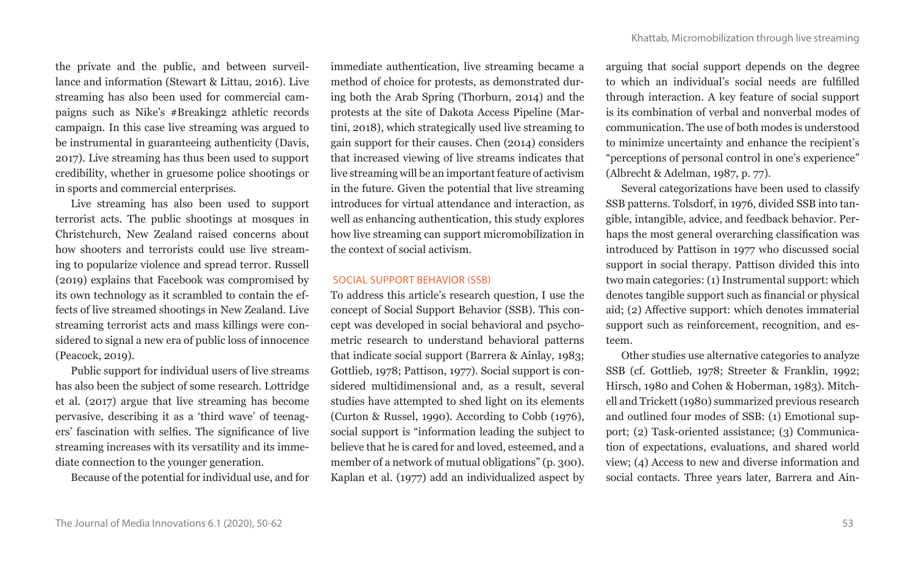the private and the public, and between surveillance and information (Stewart & Littau, 2016). Live streaming has also been used for commercial campaigns such as Nike's #Breaking2 athletic records campaign. In this case live streaming was argued to be instrumental in guaranteeing authenticity (Davis, 2017). Live streaming has thus been used to support credibility, whether in gruesome police shootings or in sports and commercial enterprises.

Live streaming has also been used to support terrorist acts. The public shootings at mosques in Christchurch, New Zealand raised concerns about how shooters and terrorists could use live streaming to popularize violence and spread terror. Russell (2019) explains that Facebook was compromised by its own technology as it scrambled to contain the effects of live streamed shootings in New Zealand. Live streaming terrorist acts and mass killings were considered to signal a new era of public loss of innocence (Peacock, 2019).

Public support for individual users of live streams has also been the subject of some research. Lottridge et al. (2017) argue that live streaming has become pervasive, describing it as a 'third wave' of teenagers' fascination with selfies. The significance of live streaming increases with its versatility and its immediate connection to the younger generation.

Because of the potential for individual use, and for immediate authentication, live streaming became a method of choice for protests, as demonstrated during both the Arab Spring (Thorburn, 2014) and the protests at the site of Dakota Access Pipeline (Martini, 2018), which strategically used live streaming to gain support for their causes. Chen (2014) considers that increased viewing of live streams indicates that live streaming will be an important feature of activism in the future. Given the potential that live streaming introduces for virtual attendance and interaction, as well as enhancing authentication, this study explores how live streaming can support micromobilization in the context of social activism.

## SOCIAL SUPPORT BEHAVIOR (SSB)

To address this article's research question, I use the concept of Social Support Behavior (SSB). This concept was developed in social behavioral and psychometric research to understand behavioral patterns that indicate social support (Barrera & Ainlay, 1983; Gottlieb, 1978; Pattison, 1977). Social support is considered multidimensional and, as a result, several studies have attempted to shed light on its elements (Curton & Russel, 1990). According to Cobb (1976), social support is "information leading the subject to believe that he is cared for and loved, esteemed, and a member of a network of mutual obligations" (p. 300). Kaplan et al. (1977) add an individualized aspect by arguing that social support depends on the degree to which an individual's social needs are fulfilled through interaction. A key feature of social support is its combination of verbal and nonverbal modes of communication. The use of both modes is understood to minimize uncertainty and enhance the recipient's "perceptions of personal control in one's experience" (Albrecht & Adelman, 1987, p. 77).

Several categorizations have been used to classify SSB patterns. Tolsdorf, in 1976, divided SSB into tangible, intangible, advice, and feedback behavior. Perhaps the most general overarching classification was introduced by Pattison in 1977 who discussed social support in social therapy. Pattison divided this into two main categories: (1) Instrumental support: which denotes tangible support such as financial or physical aid; (2) Affective support: which denotes immaterial support such as reinforcement, recognition, and esteem.

Other studies use alternative categories to analyze SSB (cf. Gottlieb, 1978; Streeter & Franklin, 1992; Hirsch, 1980 and Cohen & Hoberman, 1983). Mitchell and Trickett (1980) summarized previous research and outlined four modes of SSB: (1) Emotional support; (2) Task-oriented assistance; (3) Communication of expectations, evaluations, and shared world view; (4) Access to new and diverse information and social contacts. Three years later, Barrera and Ain-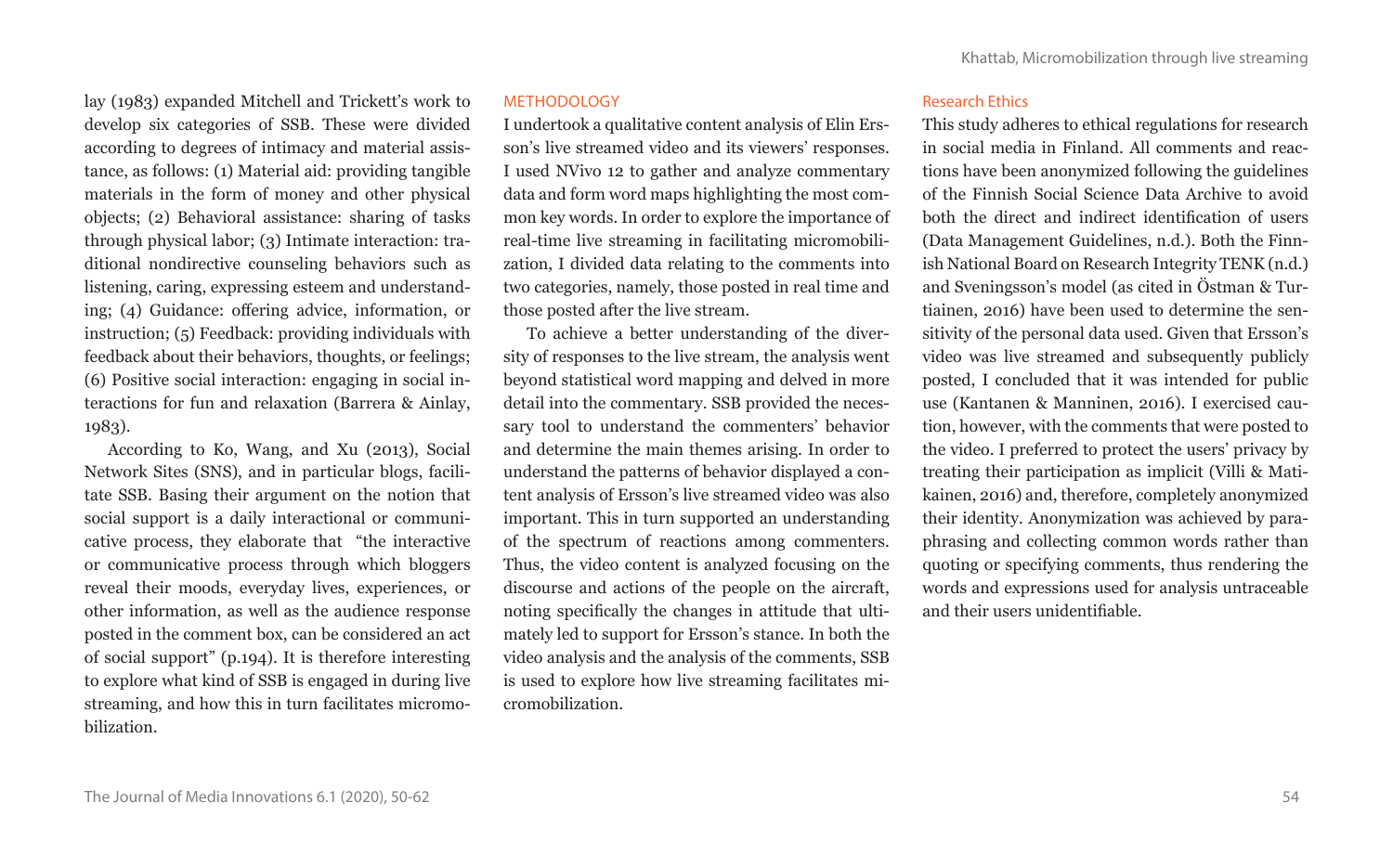lay (1983) expanded Mitchell and Trickett's work to develop six categories of SSB. These were divided according to degrees of intimacy and material assistance, as follows: (1) Material aid: providing tangible materials in the form of money and other physical objects; (2) Behavioral assistance: sharing of tasks through physical labor; (3) Intimate interaction: traditional nondirective counseling behaviors such as listening, caring, expressing esteem and understanding; (4) Guidance: offering advice, information, or instruction; (5) Feedback: providing individuals with feedback about their behaviors, thoughts, or feelings; (6) Positive social interaction: engaging in social interactions for fun and relaxation (Barrera & Ainlay, 1983).

According to Ko, Wang, and Xu (2013), Social Network Sites (SNS), and in particular blogs, facilitate SSB. Basing their argument on the notion that social support is a daily interactional or communicative process, they elaborate that "the interactive or communicative process through which bloggers reveal their moods, everyday lives, experiences, or other information, as well as the audience response posted in the comment box, can be considered an act of social support" (p.194). It is therefore interesting to explore what kind of SSB is engaged in during live streaming, and how this in turn facilitates micromobilization.

## METHODOLOGY

I undertook a qualitative content analysis of Elin Ersson's live streamed video and its viewers' responses. I used NVivo 12 to gather and analyze commentary data and form word maps highlighting the most common key words. In order to explore the importance of real-time live streaming in facilitating micromobilization, I divided data relating to the comments into two categories, namely, those posted in real time and those posted after the live stream.

To achieve a better understanding of the diversity of responses to the live stream, the analysis went beyond statistical word mapping and delved in more detail into the commentary. SSB provided the necessary tool to understand the commenters' behavior and determine the main themes arising. In order to understand the patterns of behavior displayed a content analysis of Ersson's live streamed video was also important. This in turn supported an understanding of the spectrum of reactions among commenters. Thus, the video content is analyzed focusing on the discourse and actions of the people on the aircraft, noting specifically the changes in attitude that ultimately led to support for Ersson's stance. In both the video analysis and the analysis of the comments, SSB is used to explore how live streaming facilitates micromobilization.

### Research Ethics

This study adheres to ethical regulations for research in social media in Finland. All comments and reactions have been anonymized following the guidelines of the Finnish Social Science Data Archive to avoid both the direct and indirect identification of users (Data Management Guidelines, n.d.). Both the Finnish National Board on Research Integrity TENK (n.d.) and Sveningsson's model (as cited in Östman & Turtiainen, 2016) have been used to determine the sensitivity of the personal data used. Given that Ersson's video was live streamed and subsequently publicly posted, I concluded that it was intended for public use (Kantanen & Manninen, 2016). I exercised caution, however, with the comments that were posted to the video. I preferred to protect the users' privacy by treating their participation as implicit (Villi & Matikainen, 2016) and, therefore, completely anonymized their identity. Anonymization was achieved by paraphrasing and collecting common words rather than quoting or specifying comments, thus rendering the words and expressions used for analysis untraceable and their users unidentifiable.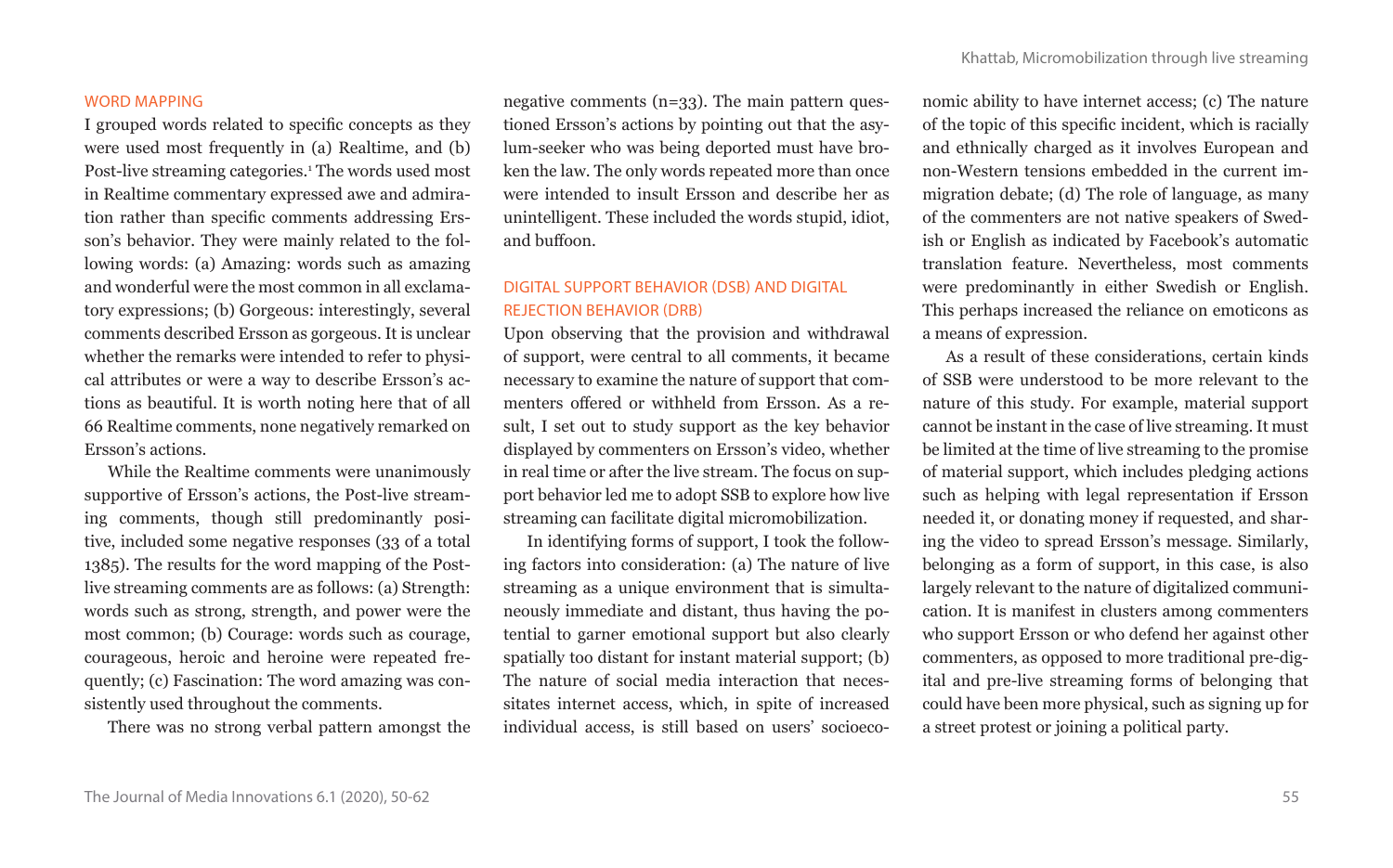### WORD MAPPING

I grouped words related to specific concepts as they were used most frequently in (a) Realtime, and (b) Post-live streaming categories.[1] The words used most in Realtime commentary expressed awe and admiration rather than specific comments addressing Ersson's behavior. They were mainly related to the following words: (a) Amazing: words such as amazing and wonderful were the most common in all exclamatory expressions; (b) Gorgeous: interestingly, several comments described Ersson as gorgeous. It is unclear whether the remarks were intended to refer to physical attributes or were a way to describe Ersson's actions as beautiful. It is worth noting here that of all 66 Realtime comments, none negatively remarked on Ersson's actions.

While the Realtime comments were unanimously supportive of Ersson's actions, the Post-live streaming comments, though still predominantly positive, included some negative responses (33 of a total 1385). The results for the word mapping of the Post-live streaming comments are as follows: (a) Strength: words such as strong, strength, and power were the most common; (b) Courage: words such as courage, courageous, heroic and heroine were repeated frequently; (c) Fascination: The word amazing was consistently used throughout the comments.

There was no strong verbal pattern amongst the negative comments (n=33). The main pattern questioned Ersson's actions by pointing out that the asylum-seeker who was being deported must have broken the law. The only words repeated more than once were intended to insult Ersson and describe her as unintelligent. These included the words stupid, idiot, and buffoon.

### DIGITAL SUPPORT BEHAVIOR (DSB) AND DIGITAL REJECTION BEHAVIOR (DRB)

Upon observing that the provision and withdrawal of support, were central to all comments, it became necessary to examine the nature of support that commenters offered or withheld from Ersson. As a result, I set out to study support as the key behavior displayed by commenters on Ersson's video, whether in real time or after the live stream. The focus on support behavior led me to adopt SSB to explore how live streaming can facilitate digital micromobilization.

In identifying forms of support, I took the following factors into consideration: (a) The nature of live streaming as a unique environment that is simultaneously immediate and distant, thus having the potential to garner emotional support but also clearly spatially too distant for instant material support; (b) The nature of social media interaction that necessitates internet access, which, in spite of increased individual access, is still based on users' socioeconomic ability to have internet access; (c) The nature of the topic of this specific incident, which is racially and ethnically charged as it involves European and non-Western tensions embedded in the current immigration debate; (d) The role of language, as many of the commenters are not native speakers of Swedish or English as indicated by Facebook's automatic translation feature. Nevertheless, most comments were predominantly in either Swedish or English. This perhaps increased the reliance on emoticons as a means of expression.

As a result of these considerations, certain kinds of SSB were understood to be more relevant to the nature of this study. For example, material support cannot be instant in the case of live streaming. It must be limited at the time of live streaming to the promise of material support, which includes pledging actions such as helping with legal representation if Ersson needed it, or donating money if requested, and sharing the video to spread Ersson's message. Similarly, belonging as a form of support, in this case, is also largely relevant to the nature of digitalized communication. It is manifest in clusters among commenters who support Ersson or who defend her against other commenters, as opposed to more traditional pre-digital and pre-live streaming forms of belonging that could have been more physical, such as signing up for a street protest or joining a political party.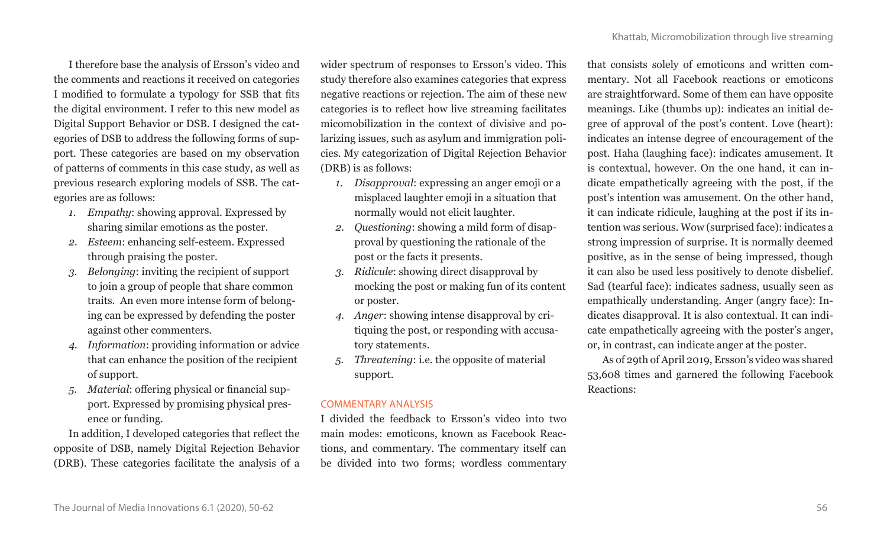I therefore base the analysis of Ersson's video and the comments and reactions it received on categories I modified to formulate a typology for SSB that fits the digital environment. I refer to this new model as Digital Support Behavior or DSB. I designed the categories of DSB to address the following forms of support. These categories are based on my observation of patterns of comments in this case study, as well as previous research exploring models of SSB. The categories are as follows:

1. *Empathy*: showing approval. Expressed by sharing similar emotions as the poster.
2. *Esteem*: enhancing self-esteem. Expressed through praising the poster.
3. *Belonging*: inviting the recipient of support to join a group of people that share common traits. An even more intense form of belonging can be expressed by defending the poster against other commenters.
4. *Information*: providing information or advice that can enhance the position of the recipient of support.
5. *Material*: offering physical or financial support. Expressed by promising physical presence or funding.

In addition, I developed categories that reflect the opposite of DSB, namely Digital Rejection Behavior (DRB). These categories facilitate the analysis of a wider spectrum of responses to Ersson's video. This study therefore also examines categories that express negative reactions or rejection. The aim of these new categories is to reflect how live streaming facilitates micomobilization in the context of divisive and polarizing issues, such as asylum and immigration policies. My categorization of Digital Rejection Behavior (DRB) is as follows:

1. *Disapproval*: expressing an anger emoji or a misplaced laughter emoji in a situation that normally would not elicit laughter.
2. *Questioning*: showing a mild form of disapproval by questioning the rationale of the post or the facts it presents.
3. *Ridicule*: showing direct disapproval by mocking the post or making fun of its content or poster.
4. *Anger*: showing intense disapproval by critiquing the post, or responding with accusatory statements.
5. *Threatening*: i.e. the opposite of material support.

## COMMENTARY ANALYSIS

I divided the feedback to Ersson's video into two main modes: emoticons, known as Facebook Reactions, and commentary. The commentary itself can be divided into two forms; wordless commentary that consists solely of emoticons and written commentary. Not all Facebook reactions or emoticons are straightforward. Some of them can have opposite meanings. Like (thumbs up): indicates an initial degree of approval of the post's content. Love (heart): indicates an intense degree of encouragement of the post. Haha (laughing face): indicates amusement. It is contextual, however. On the one hand, it can indicate empathetically agreeing with the post, if the post's intention was amusement. On the other hand, it can indicate ridicule, laughing at the post if its intention was serious. Wow (surprised face): indicates a strong impression of surprise. It is normally deemed positive, as in the sense of being impressed, though it can also be used less positively to denote disbelief. Sad (tearful face): indicates sadness, usually seen as empathically understanding. Anger (angry face): Indicates disapproval. It is also contextual. It can indicate empathetically agreeing with the poster's anger, or, in contrast, can indicate anger at the poster.

As of 29th of April 2019, Ersson's video was shared 53,608 times and garnered the following Facebook Reactions: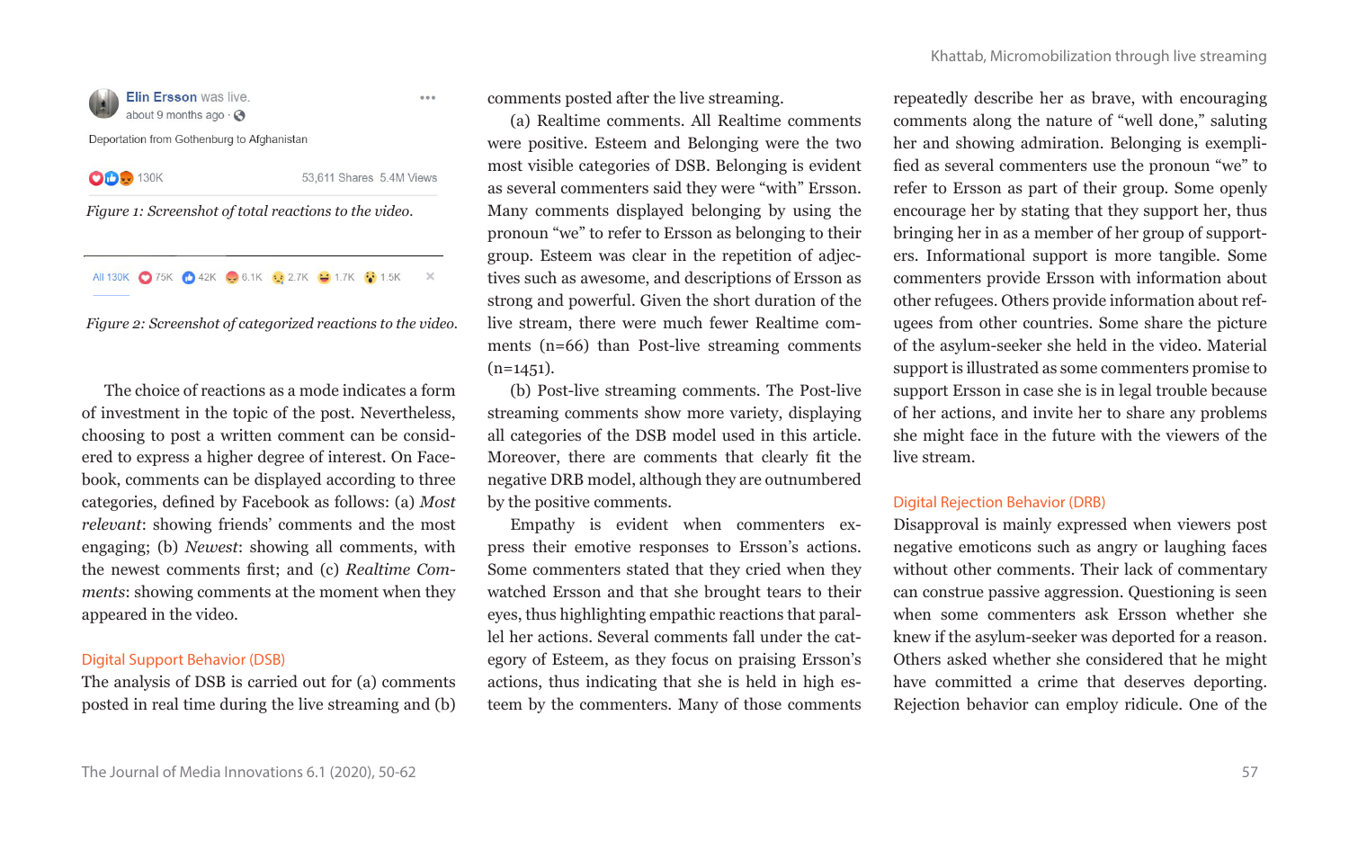Elin Ersson was live.
about 9 months ago ·

Deportation from Gothenburg to Afghanistan

130K 53,611 Shares 5.4M Views

*Figure 1: Screenshot of total reactions to the video.*

All 130K 75K 42K 6.1K 2.7K 1.7K 1.5K

*Figure 2: Screenshot of categorized reactions to the video.*

The choice of reactions as a mode indicates a form of investment in the topic of the post. Nevertheless, choosing to post a written comment can be considered to express a higher degree of interest. On Facebook, comments can be displayed according to three categories, defined by Facebook as follows: (a) *Most relevant*: showing friends' comments and the most engaging; (b) *Newest*: showing all comments, with the newest comments first; and (c) *Realtime Comments*: showing comments at the moment when they appeared in the video.

## Digital Support Behavior (DSB)

The analysis of DSB is carried out for (a) comments posted in real time during the live streaming and (b) comments posted after the live streaming.

(a) Realtime comments. All Realtime comments were positive. Esteem and Belonging were the two most visible categories of DSB. Belonging is evident as several commenters said they were "with" Ersson. Many comments displayed belonging by using the pronoun "we" to refer to Ersson as belonging to their group. Esteem was clear in the repetition of adjectives such as awesome, and descriptions of Ersson as strong and powerful. Given the short duration of the live stream, there were much fewer Realtime comments (n=66) than Post-live streaming comments (n=1451).

(b) Post-live streaming comments. The Post-live streaming comments show more variety, displaying all categories of the DSB model used in this article. Moreover, there are comments that clearly fit the negative DRB model, although they are outnumbered by the positive comments.

Empathy is evident when commenters express their emotive responses to Ersson's actions. Some commenters stated that they cried when they watched Ersson and that she brought tears to their eyes, thus highlighting empathic reactions that parallel her actions. Several comments fall under the category of Esteem, as they focus on praising Ersson's actions, thus indicating that she is held in high esteem by the commenters. Many of those comments repeatedly describe her as brave, with encouraging comments along the nature of "well done," saluting her and showing admiration. Belonging is exemplified as several commenters use the pronoun "we" to refer to Ersson as part of their group. Some openly encourage her by stating that they support her, thus bringing her in as a member of her group of supporters. Informational support is more tangible. Some commenters provide Ersson with information about other refugees. Others provide information about refugees from other countries. Some share the picture of the asylum-seeker she held in the video. Material support is illustrated as some commenters promise to support Ersson in case she is in legal trouble because of her actions, and invite her to share any problems she might face in the future with the viewers of the live stream.

## Digital Rejection Behavior (DRB)

Disapproval is mainly expressed when viewers post negative emoticons such as angry or laughing faces without other comments. Their lack of commentary can construe passive aggression. Questioning is seen when some commenters ask Ersson whether she knew if the asylum-seeker was deported for a reason. Others asked whether she considered that he might have committed a crime that deserves deporting. Rejection behavior can employ ridicule. One of the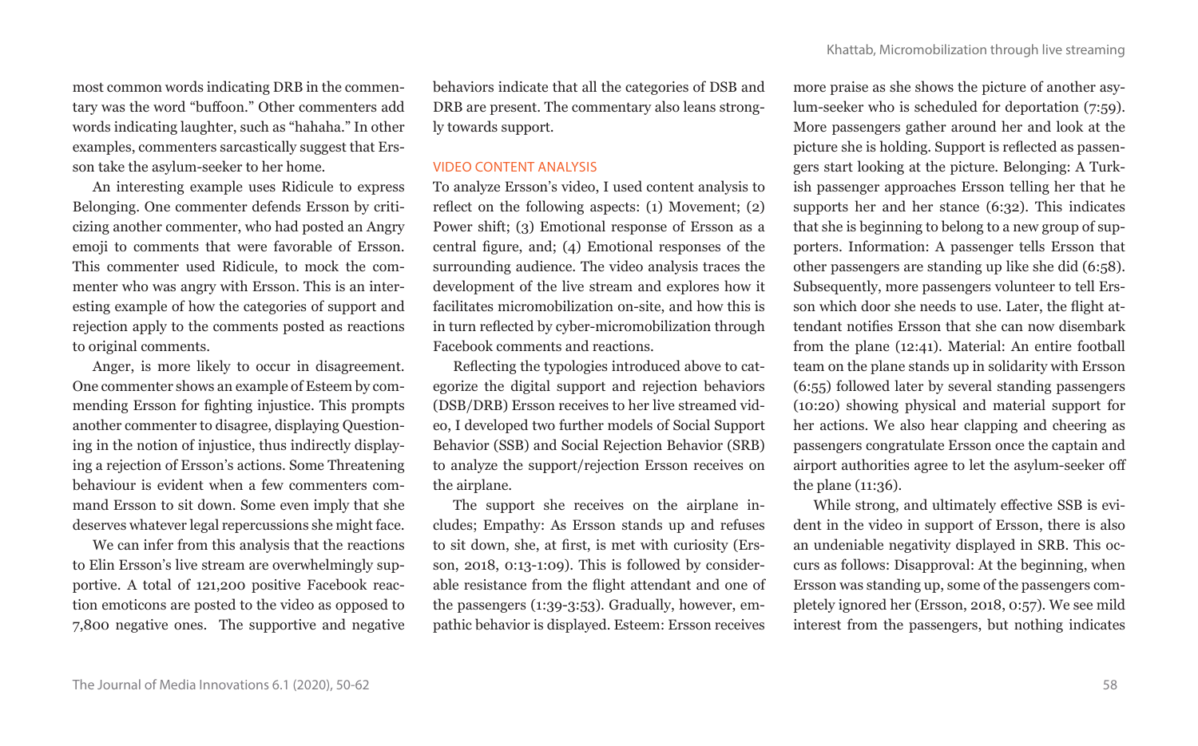most common words indicating DRB in the commentary was the word "buffoon." Other commenters add words indicating laughter, such as "hahaha." In other examples, commenters sarcastically suggest that Ersson take the asylum-seeker to her home.

An interesting example uses Ridicule to express Belonging. One commenter defends Ersson by criticizing another commenter, who had posted an Angry emoji to comments that were favorable of Ersson. This commenter used Ridicule, to mock the commenter who was angry with Ersson. This is an interesting example of how the categories of support and rejection apply to the comments posted as reactions to original comments.

Anger, is more likely to occur in disagreement. One commenter shows an example of Esteem by commending Ersson for fighting injustice. This prompts another commenter to disagree, displaying Questioning in the notion of injustice, thus indirectly displaying a rejection of Ersson's actions. Some Threatening behaviour is evident when a few commenters command Ersson to sit down. Some even imply that she deserves whatever legal repercussions she might face.

We can infer from this analysis that the reactions to Elin Ersson's live stream are overwhelmingly supportive. A total of 121,200 positive Facebook reaction emoticons are posted to the video as opposed to 7,800 negative ones. The supportive and negative behaviors indicate that all the categories of DSB and DRB are present. The commentary also leans strongly towards support.

## VIDEO CONTENT ANALYSIS

To analyze Ersson's video, I used content analysis to reflect on the following aspects: (1) Movement; (2) Power shift; (3) Emotional response of Ersson as a central figure, and; (4) Emotional responses of the surrounding audience. The video analysis traces the development of the live stream and explores how it facilitates micromobilization on-site, and how this is in turn reflected by cyber-micromobilization through Facebook comments and reactions.

Reflecting the typologies introduced above to categorize the digital support and rejection behaviors (DSB/DRB) Ersson receives to her live streamed video, I developed two further models of Social Support Behavior (SSB) and Social Rejection Behavior (SRB) to analyze the support/rejection Ersson receives on the airplane.

The support she receives on the airplane includes; Empathy: As Ersson stands up and refuses to sit down, she, at first, is met with curiosity (Ersson, 2018, 0:13-1:09). This is followed by considerable resistance from the flight attendant and one of the passengers (1:39-3:53). Gradually, however, empathic behavior is displayed. Esteem: Ersson receives more praise as she shows the picture of another asylum-seeker who is scheduled for deportation (7:59). More passengers gather around her and look at the picture she is holding. Support is reflected as passengers start looking at the picture. Belonging: A Turkish passenger approaches Ersson telling her that he supports her and her stance (6:32). This indicates that she is beginning to belong to a new group of supporters. Information: A passenger tells Ersson that other passengers are standing up like she did (6:58). Subsequently, more passengers volunteer to tell Ersson which door she needs to use. Later, the flight attendant notifies Ersson that she can now disembark from the plane (12:41). Material: An entire football team on the plane stands up in solidarity with Ersson (6:55) followed later by several standing passengers (10:20) showing physical and material support for her actions. We also hear clapping and cheering as passengers congratulate Ersson once the captain and airport authorities agree to let the asylum-seeker off the plane (11:36).

While strong, and ultimately effective SSB is evident in the video in support of Ersson, there is also an undeniable negativity displayed in SRB. This occurs as follows: Disapproval: At the beginning, when Ersson was standing up, some of the passengers completely ignored her (Ersson, 2018, 0:57). We see mild interest from the passengers, but nothing indicates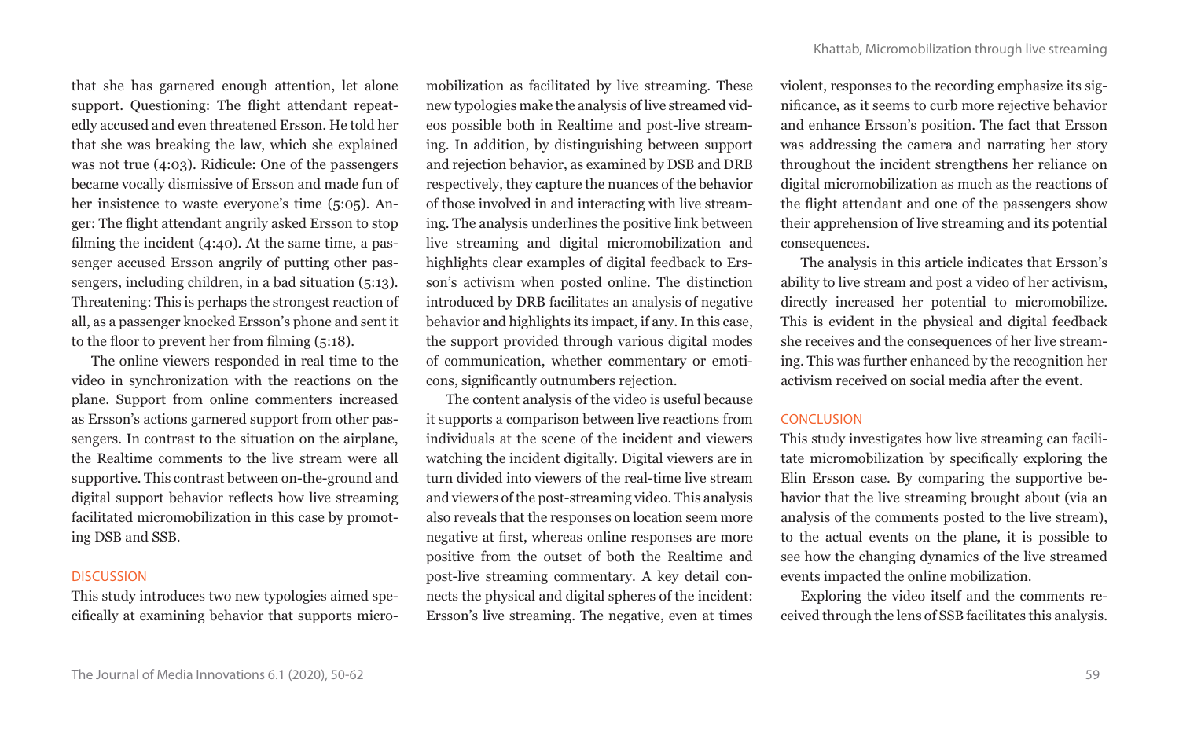that she has garnered enough attention, let alone support. Questioning: The flight attendant repeatedly accused and even threatened Ersson. He told her that she was breaking the law, which she explained was not true (4:03). Ridicule: One of the passengers became vocally dismissive of Ersson and made fun of her insistence to waste everyone's time (5:05). Anger: The flight attendant angrily asked Ersson to stop filming the incident (4:40). At the same time, a passenger accused Ersson angrily of putting other passengers, including children, in a bad situation (5:13). Threatening: This is perhaps the strongest reaction of all, as a passenger knocked Ersson's phone and sent it to the floor to prevent her from filming (5:18).

The online viewers responded in real time to the video in synchronization with the reactions on the plane. Support from online commenters increased as Ersson's actions garnered support from other passengers. In contrast to the situation on the airplane, the Realtime comments to the live stream were all supportive. This contrast between on-the-ground and digital support behavior reflects how live streaming facilitated micromobilization in this case by promoting DSB and SSB.

## DISCUSSION

This study introduces two new typologies aimed specifically at examining behavior that supports micromobilization as facilitated by live streaming. These new typologies make the analysis of live streamed videos possible both in Realtime and post-live streaming. In addition, by distinguishing between support and rejection behavior, as examined by DSB and DRB respectively, they capture the nuances of the behavior of those involved in and interacting with live streaming. The analysis underlines the positive link between live streaming and digital micromobilization and highlights clear examples of digital feedback to Ersson's activism when posted online. The distinction introduced by DRB facilitates an analysis of negative behavior and highlights its impact, if any. In this case, the support provided through various digital modes of communication, whether commentary or emoticons, significantly outnumbers rejection.

The content analysis of the video is useful because it supports a comparison between live reactions from individuals at the scene of the incident and viewers watching the incident digitally. Digital viewers are in turn divided into viewers of the real-time live stream and viewers of the post-streaming video. This analysis also reveals that the responses on location seem more negative at first, whereas online responses are more positive from the outset of both the Realtime and post-live streaming commentary. A key detail connects the physical and digital spheres of the incident: Ersson's live streaming. The negative, even at times violent, responses to the recording emphasize its significance, as it seems to curb more rejective behavior and enhance Ersson's position. The fact that Ersson was addressing the camera and narrating her story throughout the incident strengthens her reliance on digital micromobilization as much as the reactions of the flight attendant and one of the passengers show their apprehension of live streaming and its potential consequences.

The analysis in this article indicates that Ersson's ability to live stream and post a video of her activism, directly increased her potential to micromobilize. This is evident in the physical and digital feedback she receives and the consequences of her live streaming. This was further enhanced by the recognition her activism received on social media after the event.

## CONCLUSION

This study investigates how live streaming can facilitate micromobilization by specifically exploring the Elin Ersson case. By comparing the supportive behavior that the live streaming brought about (via an analysis of the comments posted to the live stream), to the actual events on the plane, it is possible to see how the changing dynamics of the live streamed events impacted the online mobilization.

Exploring the video itself and the comments received through the lens of SSB facilitates this analysis.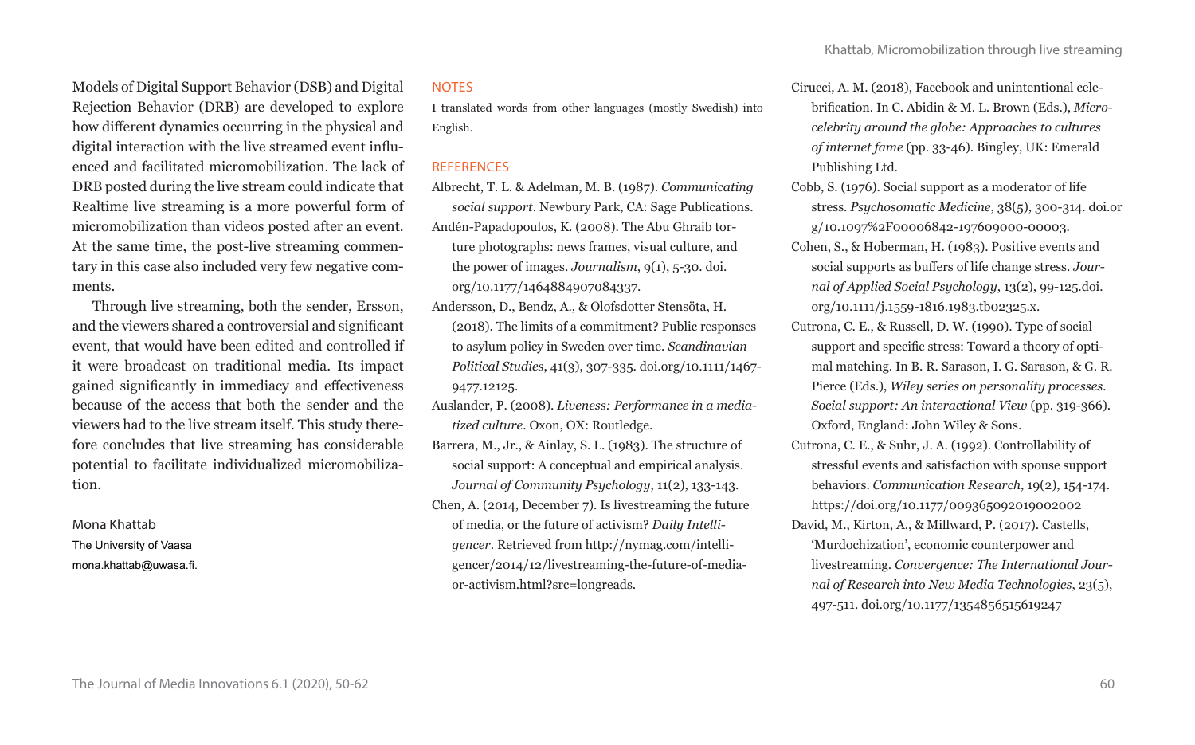Models of Digital Support Behavior (DSB) and Digital Rejection Behavior (DRB) are developed to explore how different dynamics occurring in the physical and digital interaction with the live streamed event influenced and facilitated micromobilization. The lack of DRB posted during the live stream could indicate that Realtime live streaming is a more powerful form of micromobilization than videos posted after an event. At the same time, the post-live streaming commentary in this case also included very few negative comments.

Through live streaming, both the sender, Ersson, and the viewers shared a controversial and significant event, that would have been edited and controlled if it were broadcast on traditional media. Its impact gained significantly in immediacy and effectiveness because of the access that both the sender and the viewers had to the live stream itself. This study therefore concludes that live streaming has considerable potential to facilitate individualized micromobilization.

Mona Khattab
The University of Vaasa
mona.khattab@uwasa.fi.

## NOTES

I translated words from other languages (mostly Swedish) into English.

## REFERENCES

Albrecht, T. L. & Adelman, M. B. (1987). *Communicating social support*. Newbury Park, CA: Sage Publications.

Andén-Papadopoulos, K. (2008). The Abu Ghraib torture photographs: news frames, visual culture, and the power of images. *Journalism*, 9(1), 5-30. doi.org/10.1177/1464884907084337.

Andersson, D., Bendz, A., & Olofsdotter Stensöta, H. (2018). The limits of a commitment? Public responses to asylum policy in Sweden over time. *Scandinavian Political Studies*, 41(3), 307-335. doi.org/10.1111/1467-9477.12125.

Auslander, P. (2008). *Liveness: Performance in a mediatized culture*. Oxon, OX: Routledge.

Barrera, M., Jr., & Ainlay, S. L. (1983). The structure of social support: A conceptual and empirical analysis. *Journal of Community Psychology*, 11(2), 133-143.

Chen, A. (2014, December 7). Is livestreaming the future of media, or the future of activism? *Daily Intelligencer*. Retrieved from http://nymag.com/intelligencer/2014/12/livestreaming-the-future-of-media-or-activism.html?src=longreads.

Cirucci, A. M. (2018), Facebook and unintentional celebrification. In C. Abidin & M. L. Brown (Eds.), *Microcelebrity around the globe: Approaches to cultures of internet fame* (pp. 33-46). Bingley, UK: Emerald Publishing Ltd.

Cobb, S. (1976). Social support as a moderator of life stress. *Psychosomatic Medicine*, 38(5), 300-314. doi.org/10.1097%2F00006842-197609000-00003.

Cohen, S., & Hoberman, H. (1983). Positive events and social supports as buffers of life change stress. *Journal of Applied Social Psychology*, 13(2), 99-125.doi.org/10.1111/j.1559-1816.1983.tb02325.x.

Cutrona, C. E., & Russell, D. W. (1990). Type of social support and specific stress: Toward a theory of optimal matching. In B. R. Sarason, I. G. Sarason, & G. R. Pierce (Eds.), *Wiley series on personality processes. Social support: An interactional View* (pp. 319-366). Oxford, England: John Wiley & Sons.

Cutrona, C. E., & Suhr, J. A. (1992). Controllability of stressful events and satisfaction with spouse support behaviors. *Communication Research*, 19(2), 154-174. https://doi.org/10.1177/009365092019002002

David, M., Kirton, A., & Millward, P. (2017). Castells, 'Murdochization', economic counterpower and livestreaming. *Convergence: The International Journal of Research into New Media Technologies*, 23(5), 497-511. doi.org/10.1177/1354856515619247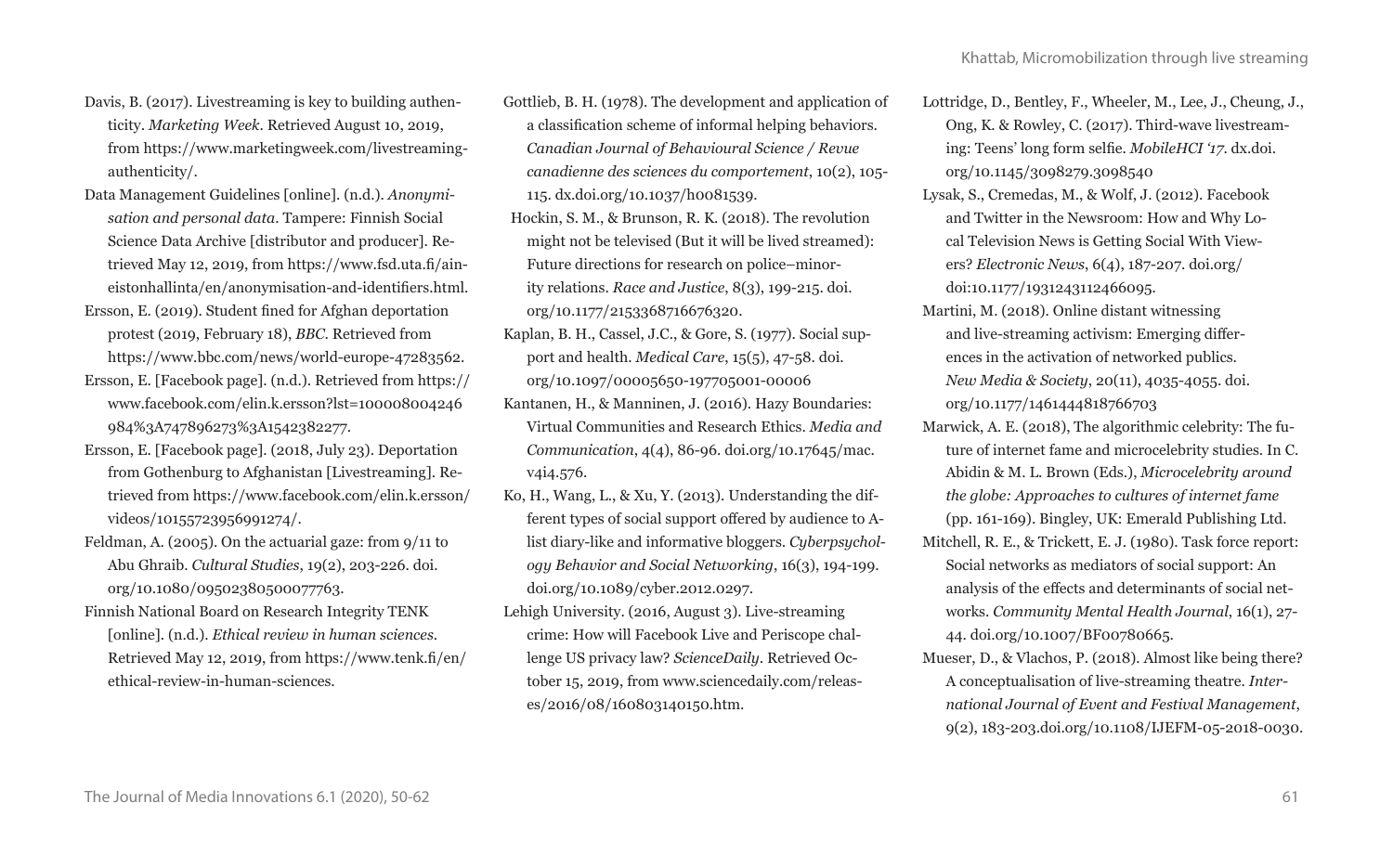Davis, B. (2017). Livestreaming is key to building authenticity. *Marketing Week*. Retrieved August 10, 2019, from https://www.marketingweek.com/livestreaming-authenticity/.

Data Management Guidelines [online]. (n.d.). *Anonymisation and personal data*. Tampere: Finnish Social Science Data Archive [distributor and producer]. Retrieved May 12, 2019, from https://www.fsd.uta.fi/aineistonhallinta/en/anonymisation-and-identifiers.html.

Ersson, E. (2019). Student fined for Afghan deportation protest (2019, February 18), *BBC*. Retrieved from https://www.bbc.com/news/world-europe-47283562.

Ersson, E. [Facebook page]. (n.d.). Retrieved from https://www.facebook.com/elin.k.ersson?lst=100008004246984%3A747896273%3A1542382277.

Ersson, E. [Facebook page]. (2018, July 23). Deportation from Gothenburg to Afghanistan [Livestreaming]. Retrieved from https://www.facebook.com/elin.k.ersson/videos/10155723956991274/.

Feldman, A. (2005). On the actuarial gaze: from 9/11 to Abu Ghraib. *Cultural Studies*, 19(2), 203-226. doi.org/10.1080/09502380500077763.

Finnish National Board on Research Integrity TENK [online]. (n.d.). *Ethical review in human sciences*. Retrieved May 12, 2019, from https://www.tenk.fi/en/ethical-review-in-human-sciences.

Gottlieb, B. H. (1978). The development and application of a classification scheme of informal helping behaviors. *Canadian Journal of Behavioural Science / Revue canadienne des sciences du comportement*, 10(2), 105-115. dx.doi.org/10.1037/h0081539.

Hockin, S. M., & Brunson, R. K. (2018). The revolution might not be televised (But it will be lived streamed): Future directions for research on police–minority relations. *Race and Justice*, 8(3), 199-215. doi.org/10.1177/2153368716676320.

Kaplan, B. H., Cassel, J.C., & Gore, S. (1977). Social support and health. *Medical Care*, 15(5), 47-58. doi.org/10.1097/00005650-197705001-00006

Kantanen, H., & Manninen, J. (2016). Hazy Boundaries: Virtual Communities and Research Ethics. *Media and Communication*, 4(4), 86-96. doi.org/10.17645/mac.v4i4.576.

Ko, H., Wang, L., & Xu, Y. (2013). Understanding the different types of social support offered by audience to A-list diary-like and informative bloggers. *Cyberpsychology Behavior and Social Networking*, 16(3), 194-199. doi.org/10.1089/cyber.2012.0297.

Lehigh University. (2016, August 3). Live-streaming crime: How will Facebook Live and Periscope challenge US privacy law? *ScienceDaily*. Retrieved October 15, 2019, from www.sciencedaily.com/releases/2016/08/160803140150.htm.

Lottridge, D., Bentley, F., Wheeler, M., Lee, J., Cheung, J., Ong, K. & Rowley, C. (2017). Third-wave livestreaming: Teens' long form selfie. *MobileHCI '17*. dx.doi.org/10.1145/3098279.3098540

Lysak, S., Cremedas, M., & Wolf, J. (2012). Facebook and Twitter in the Newsroom: How and Why Local Television News is Getting Social With Viewers? *Electronic News*, 6(4), 187-207. doi.org/doi:10.1177/1931243112466095.

Martini, M. (2018). Online distant witnessing and live-streaming activism: Emerging differences in the activation of networked publics. *New Media & Society*, 20(11), 4035-4055. doi.org/10.1177/1461444818766703

Marwick, A. E. (2018), The algorithmic celebrity: The future of internet fame and microcelebrity studies. In C. Abidin & M. L. Brown (Eds.), *Microcelebrity around the globe: Approaches to cultures of internet fame* (pp. 161-169). Bingley, UK: Emerald Publishing Ltd.

Mitchell, R. E., & Trickett, E. J. (1980). Task force report: Social networks as mediators of social support: An analysis of the effects and determinants of social networks. *Community Mental Health Journal*, 16(1), 27-44. doi.org/10.1007/BF00780665.

Mueser, D., & Vlachos, P. (2018). Almost like being there? A conceptualisation of live-streaming theatre. *International Journal of Event and Festival Management*, 9(2), 183-203.doi.org/10.1108/IJEFM-05-2018-0030.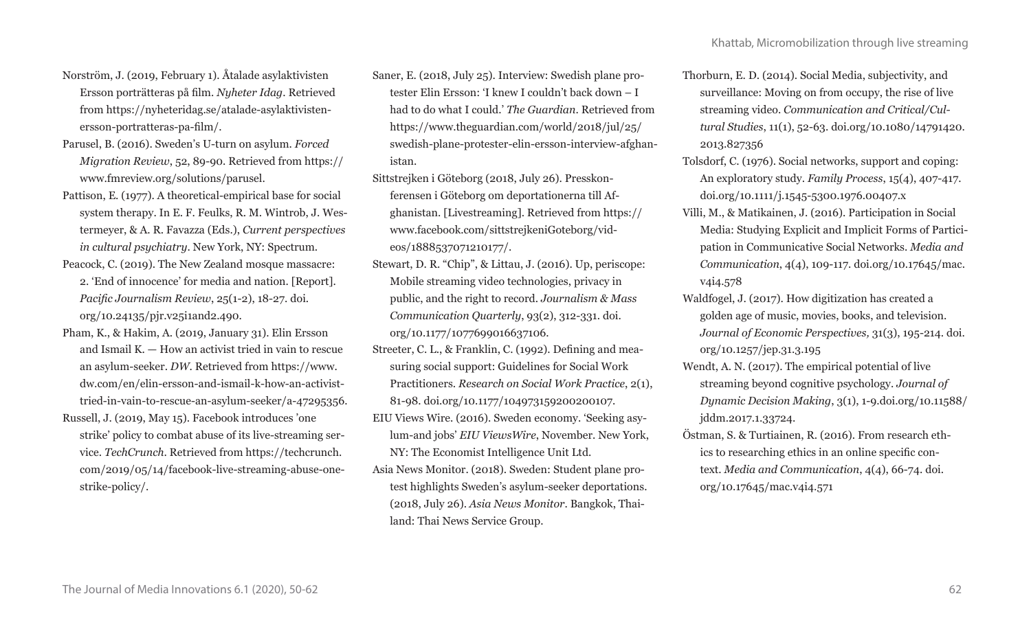Norström, J. (2019, February 1). Åtalade asylaktivisten Ersson porträtteras på film. *Nyheter Idag*. Retrieved from https://nyheteridag.se/atalade-asylaktivisten-ersson-portratteras-pa-film/.

Parusel, B. (2016). Sweden's U-turn on asylum. *Forced Migration Review*, 52, 89-90. Retrieved from https://www.fmreview.org/solutions/parusel.

Pattison, E. (1977). A theoretical-empirical base for social system therapy. In E. F. Feulks, R. M. Wintrob, J. Westermeyer, & A. R. Favazza (Eds.), *Current perspectives in cultural psychiatry*. New York, NY: Spectrum.

Peacock, C. (2019). The New Zealand mosque massacre: 2. 'End of innocence' for media and nation. [Report]. *Pacific Journalism Review*, 25(1-2), 18-27. doi.org/10.24135/pjr.v25i1and2.490.

Pham, K., & Hakim, A. (2019, January 31). Elin Ersson and Ismail K. — How an activist tried in vain to rescue an asylum-seeker. *DW*. Retrieved from https://www.dw.com/en/elin-ersson-and-ismail-k-how-an-activist-tried-in-vain-to-rescue-an-asylum-seeker/a-47295356.

Russell, J. (2019, May 15). Facebook introduces 'one strike' policy to combat abuse of its live-streaming service. *TechCrunch*. Retrieved from https://techcrunch.com/2019/05/14/facebook-live-streaming-abuse-one-strike-policy/.

Saner, E. (2018, July 25). Interview: Swedish plane protester Elin Ersson: 'I knew I couldn't back down – I had to do what I could.' *The Guardian*. Retrieved from https://www.theguardian.com/world/2018/jul/25/swedish-plane-protester-elin-ersson-interview-afghanistan.

Sittstrejken i Göteborg (2018, July 26). Presskonferensen i Göteborg om deportationerna till Afghanistan. [Livestreaming]. Retrieved from https://www.facebook.com/sittstrejkeniGoteborg/videos/1888537071210177/.

Stewart, D. R. "Chip", & Littau, J. (2016). Up, periscope: Mobile streaming video technologies, privacy in public, and the right to record. *Journalism & Mass Communication Quarterly*, 93(2), 312-331. doi.org/10.1177/1077699016637106.

Streeter, C. L., & Franklin, C. (1992). Defining and measuring social support: Guidelines for Social Work Practitioners. *Research on Social Work Practice*, 2(1), 81-98. doi.org/10.1177/104973159200200107.

EIU Views Wire. (2016). Sweden economy. 'Seeking asylum-and jobs' *EIU ViewsWire*, November. New York, NY: The Economist Intelligence Unit Ltd.

Asia News Monitor. (2018). Sweden: Student plane protest highlights Sweden's asylum-seeker deportations. (2018, July 26). *Asia News Monitor*. Bangkok, Thailand: Thai News Service Group.

Thorburn, E. D. (2014). Social Media, subjectivity, and surveillance: Moving on from occupy, the rise of live streaming video. *Communication and Critical/Cultural Studies*, 11(1), 52-63. doi.org/10.1080/14791420.2013.827356

Tolsdorf, C. (1976). Social networks, support and coping: An exploratory study. *Family Process*, 15(4), 407-417. doi.org/10.1111/j.1545-5300.1976.00407.x

Villi, M., & Matikainen, J. (2016). Participation in Social Media: Studying Explicit and Implicit Forms of Participation in Communicative Social Networks. *Media and Communication*, 4(4), 109-117. doi.org/10.17645/mac.v4i4.578

Waldfogel, J. (2017). How digitization has created a golden age of music, movies, books, and television. *Journal of Economic Perspectives*, 31(3), 195-214. doi.org/10.1257/jep.31.3.195

Wendt, A. N. (2017). The empirical potential of live streaming beyond cognitive psychology. *Journal of Dynamic Decision Making*, 3(1), 1-9.doi.org/10.11588/jddm.2017.1.33724.

Östman, S. & Turtiainen, R. (2016). From research ethics to researching ethics in an online specific context. *Media and Communication*, 4(4), 66-74. doi.org/10.17645/mac.v4i4.571